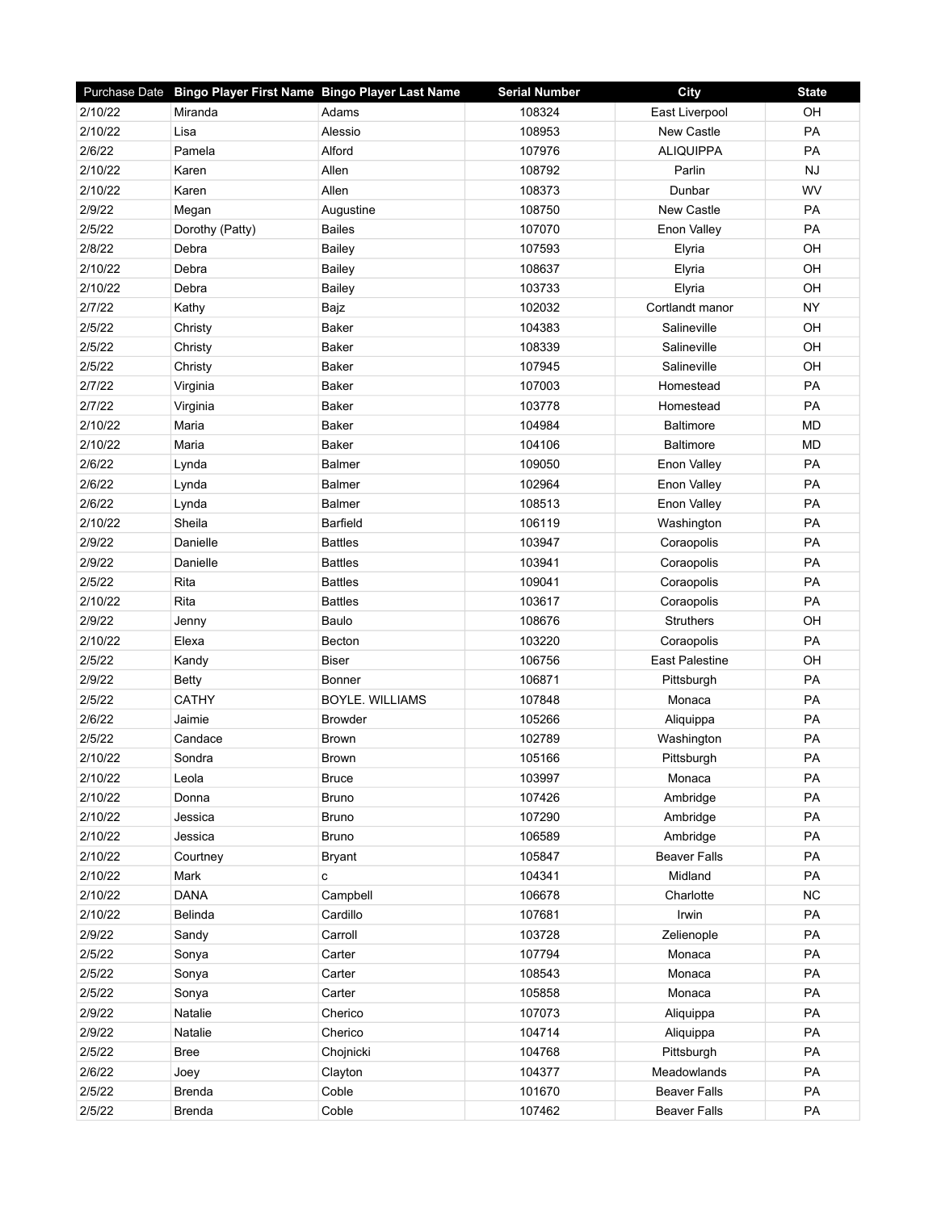| Purchase Date | Bingo Player First Name | Bingo Player Last Name | Serial Number | City | State |
|---|---|---|---|---|---|
| 2/10/22 | Miranda | Adams | 108324 | East Liverpool | OH |
| 2/10/22 | Lisa | Alessio | 108953 | New Castle | PA |
| 2/6/22 | Pamela | Alford | 107976 | ALIQUIPPA | PA |
| 2/10/22 | Karen | Allen | 108792 | Parlin | NJ |
| 2/10/22 | Karen | Allen | 108373 | Dunbar | WV |
| 2/9/22 | Megan | Augustine | 108750 | New Castle | PA |
| 2/5/22 | Dorothy (Patty) | Bailes | 107070 | Enon Valley | PA |
| 2/8/22 | Debra | Bailey | 107593 | Elyria | OH |
| 2/10/22 | Debra | Bailey | 108637 | Elyria | OH |
| 2/10/22 | Debra | Bailey | 103733 | Elyria | OH |
| 2/7/22 | Kathy | Bajz | 102032 | Cortlandt manor | NY |
| 2/5/22 | Christy | Baker | 104383 | Salineville | OH |
| 2/5/22 | Christy | Baker | 108339 | Salineville | OH |
| 2/5/22 | Christy | Baker | 107945 | Salineville | OH |
| 2/7/22 | Virginia | Baker | 107003 | Homestead | PA |
| 2/7/22 | Virginia | Baker | 103778 | Homestead | PA |
| 2/10/22 | Maria | Baker | 104984 | Baltimore | MD |
| 2/10/22 | Maria | Baker | 104106 | Baltimore | MD |
| 2/6/22 | Lynda | Balmer | 109050 | Enon Valley | PA |
| 2/6/22 | Lynda | Balmer | 102964 | Enon Valley | PA |
| 2/6/22 | Lynda | Balmer | 108513 | Enon Valley | PA |
| 2/10/22 | Sheila | Barfield | 106119 | Washington | PA |
| 2/9/22 | Danielle | Battles | 103947 | Coraopolis | PA |
| 2/9/22 | Danielle | Battles | 103941 | Coraopolis | PA |
| 2/5/22 | Rita | Battles | 109041 | Coraopolis | PA |
| 2/10/22 | Rita | Battles | 103617 | Coraopolis | PA |
| 2/9/22 | Jenny | Baulo | 108676 | Struthers | OH |
| 2/10/22 | Elexa | Becton | 103220 | Coraopolis | PA |
| 2/5/22 | Kandy | Biser | 106756 | East Palestine | OH |
| 2/9/22 | Betty | Bonner | 106871 | Pittsburgh | PA |
| 2/5/22 | CATHY | BOYLE. WILLIAMS | 107848 | Monaca | PA |
| 2/6/22 | Jaimie | Browder | 105266 | Aliquippa | PA |
| 2/5/22 | Candace | Brown | 102789 | Washington | PA |
| 2/10/22 | Sondra | Brown | 105166 | Pittsburgh | PA |
| 2/10/22 | Leola | Bruce | 103997 | Monaca | PA |
| 2/10/22 | Donna | Bruno | 107426 | Ambridge | PA |
| 2/10/22 | Jessica | Bruno | 107290 | Ambridge | PA |
| 2/10/22 | Jessica | Bruno | 106589 | Ambridge | PA |
| 2/10/22 | Courtney | Bryant | 105847 | Beaver Falls | PA |
| 2/10/22 | Mark | c | 104341 | Midland | PA |
| 2/10/22 | DANA | Campbell | 106678 | Charlotte | NC |
| 2/10/22 | Belinda | Cardillo | 107681 | Irwin | PA |
| 2/9/22 | Sandy | Carroll | 103728 | Zelienople | PA |
| 2/5/22 | Sonya | Carter | 107794 | Monaca | PA |
| 2/5/22 | Sonya | Carter | 108543 | Monaca | PA |
| 2/5/22 | Sonya | Carter | 105858 | Monaca | PA |
| 2/9/22 | Natalie | Cherico | 107073 | Aliquippa | PA |
| 2/9/22 | Natalie | Cherico | 104714 | Aliquippa | PA |
| 2/5/22 | Bree | Chojnicki | 104768 | Pittsburgh | PA |
| 2/6/22 | Joey | Clayton | 104377 | Meadowlands | PA |
| 2/5/22 | Brenda | Coble | 101670 | Beaver Falls | PA |
| 2/5/22 | Brenda | Coble | 107462 | Beaver Falls | PA |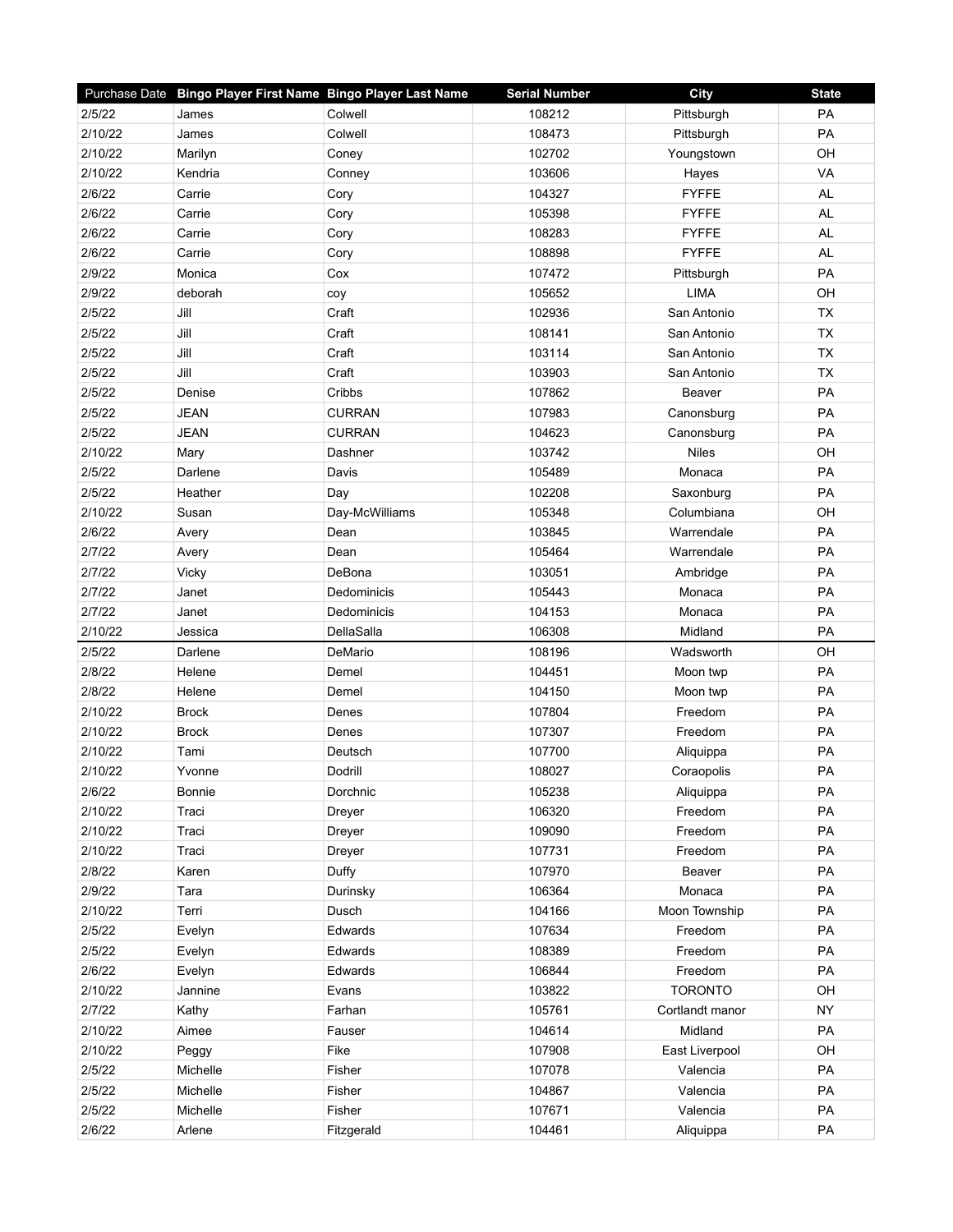| Purchase Date | Bingo Player First Name | Bingo Player Last Name | Serial Number | City | State |
|---|---|---|---|---|---|
| 2/5/22 | James | Colwell | 108212 | Pittsburgh | PA |
| 2/10/22 | James | Colwell | 108473 | Pittsburgh | PA |
| 2/10/22 | Marilyn | Coney | 102702 | Youngstown | OH |
| 2/10/22 | Kendria | Conney | 103606 | Hayes | VA |
| 2/6/22 | Carrie | Cory | 104327 | FYFFE | AL |
| 2/6/22 | Carrie | Cory | 105398 | FYFFE | AL |
| 2/6/22 | Carrie | Cory | 108283 | FYFFE | AL |
| 2/6/22 | Carrie | Cory | 108898 | FYFFE | AL |
| 2/9/22 | Monica | Cox | 107472 | Pittsburgh | PA |
| 2/9/22 | deborah | coy | 105652 | LIMA | OH |
| 2/5/22 | Jill | Craft | 102936 | San Antonio | TX |
| 2/5/22 | Jill | Craft | 108141 | San Antonio | TX |
| 2/5/22 | Jill | Craft | 103114 | San Antonio | TX |
| 2/5/22 | Jill | Craft | 103903 | San Antonio | TX |
| 2/5/22 | Denise | Cribbs | 107862 | Beaver | PA |
| 2/5/22 | JEAN | CURRAN | 107983 | Canonsburg | PA |
| 2/5/22 | JEAN | CURRAN | 104623 | Canonsburg | PA |
| 2/10/22 | Mary | Dashner | 103742 | Niles | OH |
| 2/5/22 | Darlene | Davis | 105489 | Monaca | PA |
| 2/5/22 | Heather | Day | 102208 | Saxonburg | PA |
| 2/10/22 | Susan | Day-McWilliams | 105348 | Columbiana | OH |
| 2/6/22 | Avery | Dean | 103845 | Warrendale | PA |
| 2/7/22 | Avery | Dean | 105464 | Warrendale | PA |
| 2/7/22 | Vicky | DeBona | 103051 | Ambridge | PA |
| 2/7/22 | Janet | Dedominicis | 105443 | Monaca | PA |
| 2/7/22 | Janet | Dedominicis | 104153 | Monaca | PA |
| 2/10/22 | Jessica | DellaSalla | 106308 | Midland | PA |
| 2/5/22 | Darlene | DeMario | 108196 | Wadsworth | OH |
| 2/8/22 | Helene | Demel | 104451 | Moon twp | PA |
| 2/8/22 | Helene | Demel | 104150 | Moon twp | PA |
| 2/10/22 | Brock | Denes | 107804 | Freedom | PA |
| 2/10/22 | Brock | Denes | 107307 | Freedom | PA |
| 2/10/22 | Tami | Deutsch | 107700 | Aliquippa | PA |
| 2/10/22 | Yvonne | Dodrill | 108027 | Coraopolis | PA |
| 2/6/22 | Bonnie | Dorchnic | 105238 | Aliquippa | PA |
| 2/10/22 | Traci | Dreyer | 106320 | Freedom | PA |
| 2/10/22 | Traci | Dreyer | 109090 | Freedom | PA |
| 2/10/22 | Traci | Dreyer | 107731 | Freedom | PA |
| 2/8/22 | Karen | Duffy | 107970 | Beaver | PA |
| 2/9/22 | Tara | Durinsky | 106364 | Monaca | PA |
| 2/10/22 | Terri | Dusch | 104166 | Moon Township | PA |
| 2/5/22 | Evelyn | Edwards | 107634 | Freedom | PA |
| 2/5/22 | Evelyn | Edwards | 108389 | Freedom | PA |
| 2/6/22 | Evelyn | Edwards | 106844 | Freedom | PA |
| 2/10/22 | Jannine | Evans | 103822 | TORONTO | OH |
| 2/7/22 | Kathy | Farhan | 105761 | Cortlandt manor | NY |
| 2/10/22 | Aimee | Fauser | 104614 | Midland | PA |
| 2/10/22 | Peggy | Fike | 107908 | East Liverpool | OH |
| 2/5/22 | Michelle | Fisher | 107078 | Valencia | PA |
| 2/5/22 | Michelle | Fisher | 104867 | Valencia | PA |
| 2/5/22 | Michelle | Fisher | 107671 | Valencia | PA |
| 2/6/22 | Arlene | Fitzgerald | 104461 | Aliquippa | PA |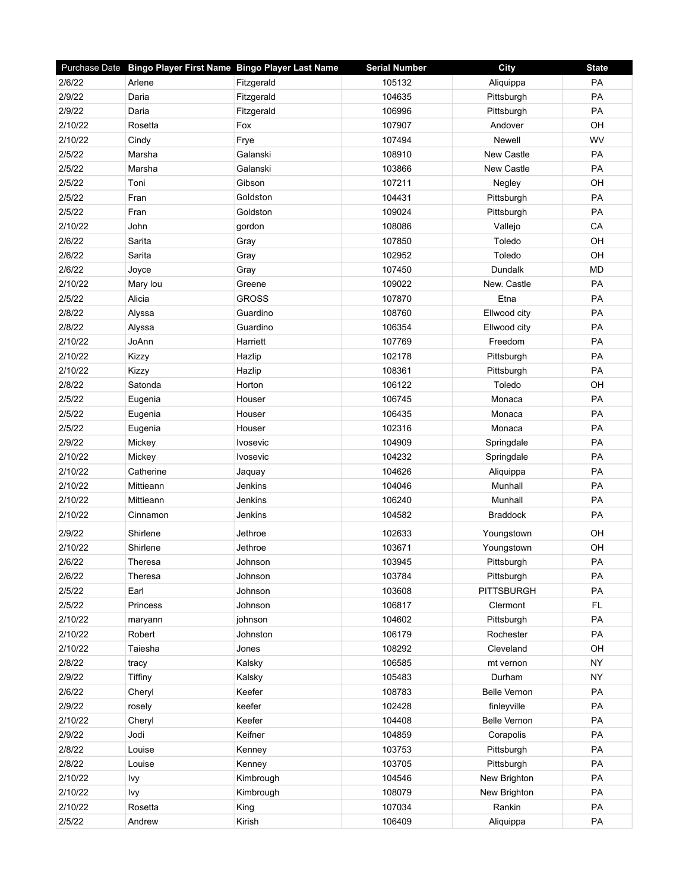| Purchase Date | Bingo Player First Name | Bingo Player Last Name | Serial Number | City | State |
|---|---|---|---|---|---|
| 2/6/22 | Arlene | Fitzgerald | 105132 | Aliquippa | PA |
| 2/9/22 | Daria | Fitzgerald | 104635 | Pittsburgh | PA |
| 2/9/22 | Daria | Fitzgerald | 106996 | Pittsburgh | PA |
| 2/10/22 | Rosetta | Fox | 107907 | Andover | OH |
| 2/10/22 | Cindy | Frye | 107494 | Newell | WV |
| 2/5/22 | Marsha | Galanski | 108910 | New Castle | PA |
| 2/5/22 | Marsha | Galanski | 103866 | New Castle | PA |
| 2/5/22 | Toni | Gibson | 107211 | Negley | OH |
| 2/5/22 | Fran | Goldston | 104431 | Pittsburgh | PA |
| 2/5/22 | Fran | Goldston | 109024 | Pittsburgh | PA |
| 2/10/22 | John | gordon | 108086 | Vallejo | CA |
| 2/6/22 | Sarita | Gray | 107850 | Toledo | OH |
| 2/6/22 | Sarita | Gray | 102952 | Toledo | OH |
| 2/6/22 | Joyce | Gray | 107450 | Dundalk | MD |
| 2/10/22 | Mary lou | Greene | 109022 | New. Castle | PA |
| 2/5/22 | Alicia | GROSS | 107870 | Etna | PA |
| 2/8/22 | Alyssa | Guardino | 108760 | Ellwood city | PA |
| 2/8/22 | Alyssa | Guardino | 106354 | Ellwood city | PA |
| 2/10/22 | JoAnn | Harriett | 107769 | Freedom | PA |
| 2/10/22 | Kizzy | Hazlip | 102178 | Pittsburgh | PA |
| 2/10/22 | Kizzy | Hazlip | 108361 | Pittsburgh | PA |
| 2/8/22 | Satonda | Horton | 106122 | Toledo | OH |
| 2/5/22 | Eugenia | Houser | 106745 | Monaca | PA |
| 2/5/22 | Eugenia | Houser | 106435 | Monaca | PA |
| 2/5/22 | Eugenia | Houser | 102316 | Monaca | PA |
| 2/9/22 | Mickey | Ivosevic | 104909 | Springdale | PA |
| 2/10/22 | Mickey | Ivosevic | 104232 | Springdale | PA |
| 2/10/22 | Catherine | Jaquay | 104626 | Aliquippa | PA |
| 2/10/22 | Mittieann | Jenkins | 104046 | Munhall | PA |
| 2/10/22 | Mittieann | Jenkins | 106240 | Munhall | PA |
| 2/10/22 | Cinnamon | Jenkins | 104582 | Braddock | PA |
| 2/9/22 | Shirlene | Jethroe | 102633 | Youngstown | OH |
| 2/10/22 | Shirlene | Jethroe | 103671 | Youngstown | OH |
| 2/6/22 | Theresa | Johnson | 103945 | Pittsburgh | PA |
| 2/6/22 | Theresa | Johnson | 103784 | Pittsburgh | PA |
| 2/5/22 | Earl | Johnson | 103608 | PITTSBURGH | PA |
| 2/5/22 | Princess | Johnson | 106817 | Clermont | FL |
| 2/10/22 | maryann | johnson | 104602 | Pittsburgh | PA |
| 2/10/22 | Robert | Johnston | 106179 | Rochester | PA |
| 2/10/22 | Taiesha | Jones | 108292 | Cleveland | OH |
| 2/8/22 | tracy | Kalsky | 106585 | mt vernon | NY |
| 2/9/22 | Tiffiny | Kalsky | 105483 | Durham | NY |
| 2/6/22 | Cheryl | Keefer | 108783 | Belle Vernon | PA |
| 2/9/22 | rosely | keefer | 102428 | finleyville | PA |
| 2/10/22 | Cheryl | Keefer | 104408 | Belle Vernon | PA |
| 2/9/22 | Jodi | Keifner | 104859 | Corapolis | PA |
| 2/8/22 | Louise | Kenney | 103753 | Pittsburgh | PA |
| 2/8/22 | Louise | Kenney | 103705 | Pittsburgh | PA |
| 2/10/22 | Ivy | Kimbrough | 104546 | New Brighton | PA |
| 2/10/22 | Ivy | Kimbrough | 108079 | New Brighton | PA |
| 2/10/22 | Rosetta | King | 107034 | Rankin | PA |
| 2/5/22 | Andrew | Kirish | 106409 | Aliquippa | PA |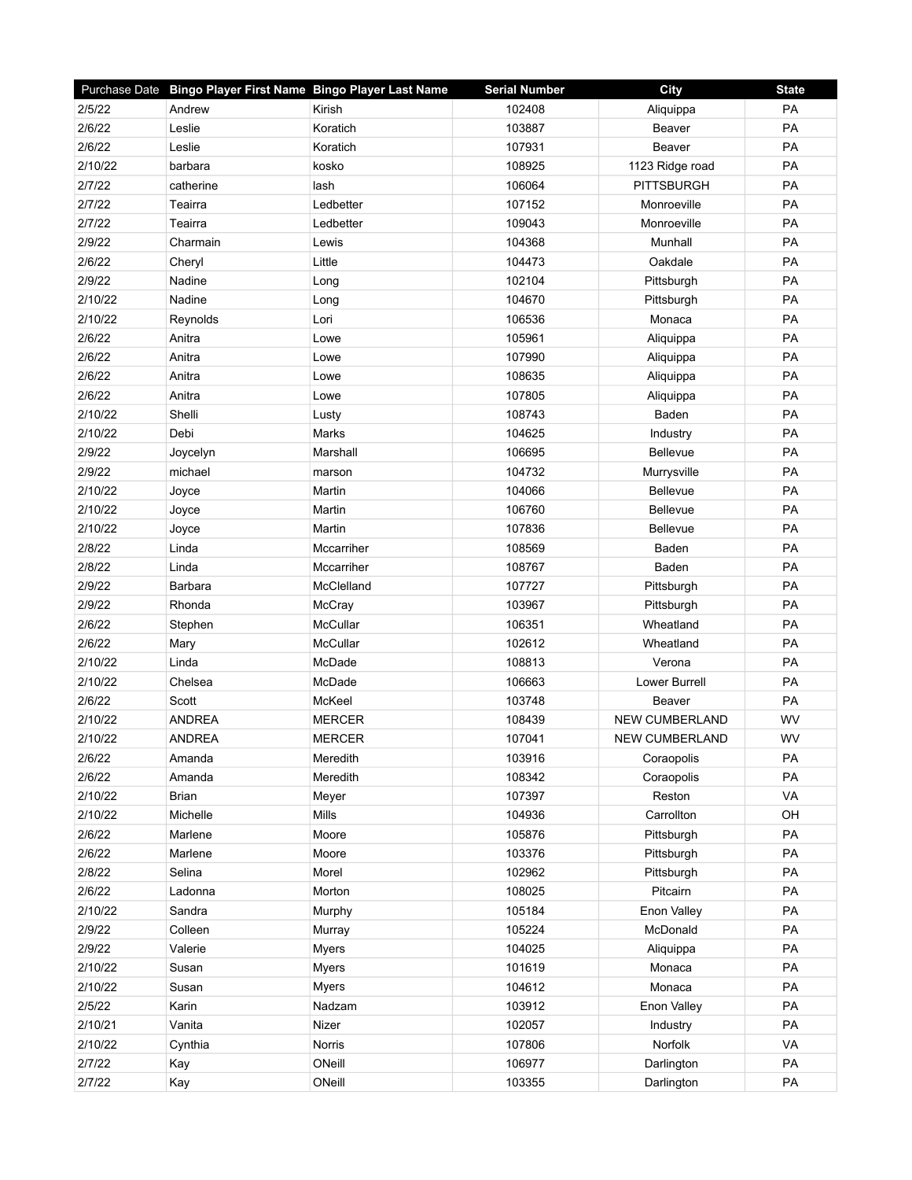| Purchase Date | Bingo Player First Name | Bingo Player Last Name | Serial Number | City | State |
|---|---|---|---|---|---|
| 2/5/22 | Andrew | Kirish | 102408 | Aliquippa | PA |
| 2/6/22 | Leslie | Koratich | 103887 | Beaver | PA |
| 2/6/22 | Leslie | Koratich | 107931 | Beaver | PA |
| 2/10/22 | barbara | kosko | 108925 | 1123 Ridge road | PA |
| 2/7/22 | catherine | lash | 106064 | PITTSBURGH | PA |
| 2/7/22 | Teairra | Ledbetter | 107152 | Monroeville | PA |
| 2/7/22 | Teairra | Ledbetter | 109043 | Monroeville | PA |
| 2/9/22 | Charmain | Lewis | 104368 | Munhall | PA |
| 2/6/22 | Cheryl | Little | 104473 | Oakdale | PA |
| 2/9/22 | Nadine | Long | 102104 | Pittsburgh | PA |
| 2/10/22 | Nadine | Long | 104670 | Pittsburgh | PA |
| 2/10/22 | Reynolds | Lori | 106536 | Monaca | PA |
| 2/6/22 | Anitra | Lowe | 105961 | Aliquippa | PA |
| 2/6/22 | Anitra | Lowe | 107990 | Aliquippa | PA |
| 2/6/22 | Anitra | Lowe | 108635 | Aliquippa | PA |
| 2/6/22 | Anitra | Lowe | 107805 | Aliquippa | PA |
| 2/10/22 | Shelli | Lusty | 108743 | Baden | PA |
| 2/10/22 | Debi | Marks | 104625 | Industry | PA |
| 2/9/22 | Joycelyn | Marshall | 106695 | Bellevue | PA |
| 2/9/22 | michael | marson | 104732 | Murrysville | PA |
| 2/10/22 | Joyce | Martin | 104066 | Bellevue | PA |
| 2/10/22 | Joyce | Martin | 106760 | Bellevue | PA |
| 2/10/22 | Joyce | Martin | 107836 | Bellevue | PA |
| 2/8/22 | Linda | Mccarriher | 108569 | Baden | PA |
| 2/8/22 | Linda | Mccarriher | 108767 | Baden | PA |
| 2/9/22 | Barbara | McClelland | 107727 | Pittsburgh | PA |
| 2/9/22 | Rhonda | McCray | 103967 | Pittsburgh | PA |
| 2/6/22 | Stephen | McCullar | 106351 | Wheatland | PA |
| 2/6/22 | Mary | McCullar | 102612 | Wheatland | PA |
| 2/10/22 | Linda | McDade | 108813 | Verona | PA |
| 2/10/22 | Chelsea | McDade | 106663 | Lower Burrell | PA |
| 2/6/22 | Scott | McKeel | 103748 | Beaver | PA |
| 2/10/22 | ANDREA | MERCER | 108439 | NEW CUMBERLAND | WV |
| 2/10/22 | ANDREA | MERCER | 107041 | NEW CUMBERLAND | WV |
| 2/6/22 | Amanda | Meredith | 103916 | Coraopolis | PA |
| 2/6/22 | Amanda | Meredith | 108342 | Coraopolis | PA |
| 2/10/22 | Brian | Meyer | 107397 | Reston | VA |
| 2/10/22 | Michelle | Mills | 104936 | Carrollton | OH |
| 2/6/22 | Marlene | Moore | 105876 | Pittsburgh | PA |
| 2/6/22 | Marlene | Moore | 103376 | Pittsburgh | PA |
| 2/8/22 | Selina | Morel | 102962 | Pittsburgh | PA |
| 2/6/22 | Ladonna | Morton | 108025 | Pitcairn | PA |
| 2/10/22 | Sandra | Murphy | 105184 | Enon Valley | PA |
| 2/9/22 | Colleen | Murray | 105224 | McDonald | PA |
| 2/9/22 | Valerie | Myers | 104025 | Aliquippa | PA |
| 2/10/22 | Susan | Myers | 101619 | Monaca | PA |
| 2/10/22 | Susan | Myers | 104612 | Monaca | PA |
| 2/5/22 | Karin | Nadzam | 103912 | Enon Valley | PA |
| 2/10/21 | Vanita | Nizer | 102057 | Industry | PA |
| 2/10/22 | Cynthia | Norris | 107806 | Norfolk | VA |
| 2/7/22 | Kay | ONeill | 106977 | Darlington | PA |
| 2/7/22 | Kay | ONeill | 103355 | Darlington | PA |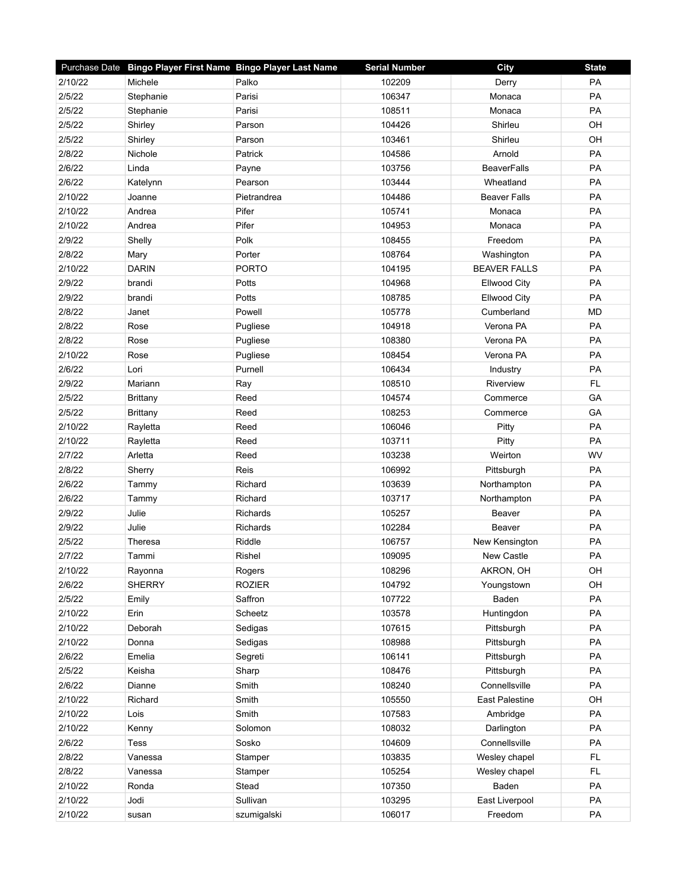| Purchase Date | Bingo Player First Name | Bingo Player Last Name | Serial Number | City | State |
|---|---|---|---|---|---|
| 2/10/22 | Michele | Palko | 102209 | Derry | PA |
| 2/5/22 | Stephanie | Parisi | 106347 | Monaca | PA |
| 2/5/22 | Stephanie | Parisi | 108511 | Monaca | PA |
| 2/5/22 | Shirley | Parson | 104426 | Shirleu | OH |
| 2/5/22 | Shirley | Parson | 103461 | Shirleu | OH |
| 2/8/22 | Nichole | Patrick | 104586 | Arnold | PA |
| 2/6/22 | Linda | Payne | 103756 | BeaverFalls | PA |
| 2/6/22 | Katelynn | Pearson | 103444 | Wheatland | PA |
| 2/10/22 | Joanne | Pietrandrea | 104486 | Beaver Falls | PA |
| 2/10/22 | Andrea | Pifer | 105741 | Monaca | PA |
| 2/10/22 | Andrea | Pifer | 104953 | Monaca | PA |
| 2/9/22 | Shelly | Polk | 108455 | Freedom | PA |
| 2/8/22 | Mary | Porter | 108764 | Washington | PA |
| 2/10/22 | DARIN | PORTO | 104195 | BEAVER FALLS | PA |
| 2/9/22 | brandi | Potts | 104968 | Ellwood City | PA |
| 2/9/22 | brandi | Potts | 108785 | Ellwood City | PA |
| 2/8/22 | Janet | Powell | 105778 | Cumberland | MD |
| 2/8/22 | Rose | Pugliese | 104918 | Verona PA | PA |
| 2/8/22 | Rose | Pugliese | 108380 | Verona PA | PA |
| 2/10/22 | Rose | Pugliese | 108454 | Verona PA | PA |
| 2/6/22 | Lori | Purnell | 106434 | Industry | PA |
| 2/9/22 | Mariann | Ray | 108510 | Riverview | FL |
| 2/5/22 | Brittany | Reed | 104574 | Commerce | GA |
| 2/5/22 | Brittany | Reed | 108253 | Commerce | GA |
| 2/10/22 | Rayletta | Reed | 106046 | Pitty | PA |
| 2/10/22 | Rayletta | Reed | 103711 | Pitty | PA |
| 2/7/22 | Arletta | Reed | 103238 | Weirton | WV |
| 2/8/22 | Sherry | Reis | 106992 | Pittsburgh | PA |
| 2/6/22 | Tammy | Richard | 103639 | Northampton | PA |
| 2/6/22 | Tammy | Richard | 103717 | Northampton | PA |
| 2/9/22 | Julie | Richards | 105257 | Beaver | PA |
| 2/9/22 | Julie | Richards | 102284 | Beaver | PA |
| 2/5/22 | Theresa | Riddle | 106757 | New Kensington | PA |
| 2/7/22 | Tammi | Rishel | 109095 | New Castle | PA |
| 2/10/22 | Rayonna | Rogers | 108296 | AKRON, OH | OH |
| 2/6/22 | SHERRY | ROZIER | 104792 | Youngstown | OH |
| 2/5/22 | Emily | Saffron | 107722 | Baden | PA |
| 2/10/22 | Erin | Scheetz | 103578 | Huntingdon | PA |
| 2/10/22 | Deborah | Sedigas | 107615 | Pittsburgh | PA |
| 2/10/22 | Donna | Sedigas | 108988 | Pittsburgh | PA |
| 2/6/22 | Emelia | Segreti | 106141 | Pittsburgh | PA |
| 2/5/22 | Keisha | Sharp | 108476 | Pittsburgh | PA |
| 2/6/22 | Dianne | Smith | 108240 | Connellsville | PA |
| 2/10/22 | Richard | Smith | 105550 | East Palestine | OH |
| 2/10/22 | Lois | Smith | 107583 | Ambridge | PA |
| 2/10/22 | Kenny | Solomon | 108032 | Darlington | PA |
| 2/6/22 | Tess | Sosko | 104609 | Connellsville | PA |
| 2/8/22 | Vanessa | Stamper | 103835 | Wesley chapel | FL |
| 2/8/22 | Vanessa | Stamper | 105254 | Wesley chapel | FL |
| 2/10/22 | Ronda | Stead | 107350 | Baden | PA |
| 2/10/22 | Jodi | Sullivan | 103295 | East Liverpool | PA |
| 2/10/22 | susan | szumigalski | 106017 | Freedom | PA |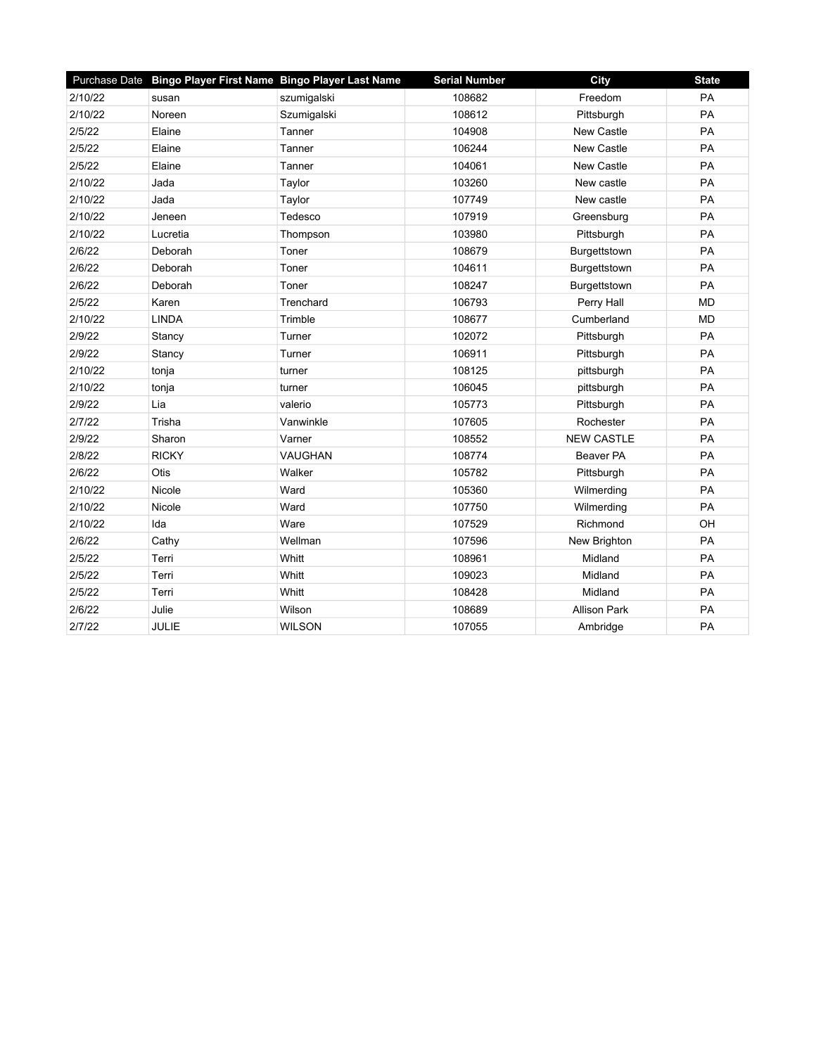| Purchase Date | Bingo Player First Name | Bingo Player Last Name | Serial Number | City | State |
|---|---|---|---|---|---|
| 2/10/22 | susan | szumigalski | 108682 | Freedom | PA |
| 2/10/22 | Noreen | Szumigalski | 108612 | Pittsburgh | PA |
| 2/5/22 | Elaine | Tanner | 104908 | New Castle | PA |
| 2/5/22 | Elaine | Tanner | 106244 | New Castle | PA |
| 2/5/22 | Elaine | Tanner | 104061 | New Castle | PA |
| 2/10/22 | Jada | Taylor | 103260 | New castle | PA |
| 2/10/22 | Jada | Taylor | 107749 | New castle | PA |
| 2/10/22 | Jeneen | Tedesco | 107919 | Greensburg | PA |
| 2/10/22 | Lucretia | Thompson | 103980 | Pittsburgh | PA |
| 2/6/22 | Deborah | Toner | 108679 | Burgettstown | PA |
| 2/6/22 | Deborah | Toner | 104611 | Burgettstown | PA |
| 2/6/22 | Deborah | Toner | 108247 | Burgettstown | PA |
| 2/5/22 | Karen | Trenchard | 106793 | Perry Hall | MD |
| 2/10/22 | LINDA | Trimble | 108677 | Cumberland | MD |
| 2/9/22 | Stancy | Turner | 102072 | Pittsburgh | PA |
| 2/9/22 | Stancy | Turner | 106911 | Pittsburgh | PA |
| 2/10/22 | tonja | turner | 108125 | pittsburgh | PA |
| 2/10/22 | tonja | turner | 106045 | pittsburgh | PA |
| 2/9/22 | Lia | valerio | 105773 | Pittsburgh | PA |
| 2/7/22 | Trisha | Vanwinkle | 107605 | Rochester | PA |
| 2/9/22 | Sharon | Varner | 108552 | NEW CASTLE | PA |
| 2/8/22 | RICKY | VAUGHAN | 108774 | Beaver PA | PA |
| 2/6/22 | Otis | Walker | 105782 | Pittsburgh | PA |
| 2/10/22 | Nicole | Ward | 105360 | Wilmerding | PA |
| 2/10/22 | Nicole | Ward | 107750 | Wilmerding | PA |
| 2/10/22 | Ida | Ware | 107529 | Richmond | OH |
| 2/6/22 | Cathy | Wellman | 107596 | New Brighton | PA |
| 2/5/22 | Terri | Whitt | 108961 | Midland | PA |
| 2/5/22 | Terri | Whitt | 109023 | Midland | PA |
| 2/5/22 | Terri | Whitt | 108428 | Midland | PA |
| 2/6/22 | Julie | Wilson | 108689 | Allison Park | PA |
| 2/7/22 | JULIE | WILSON | 107055 | Ambridge | PA |